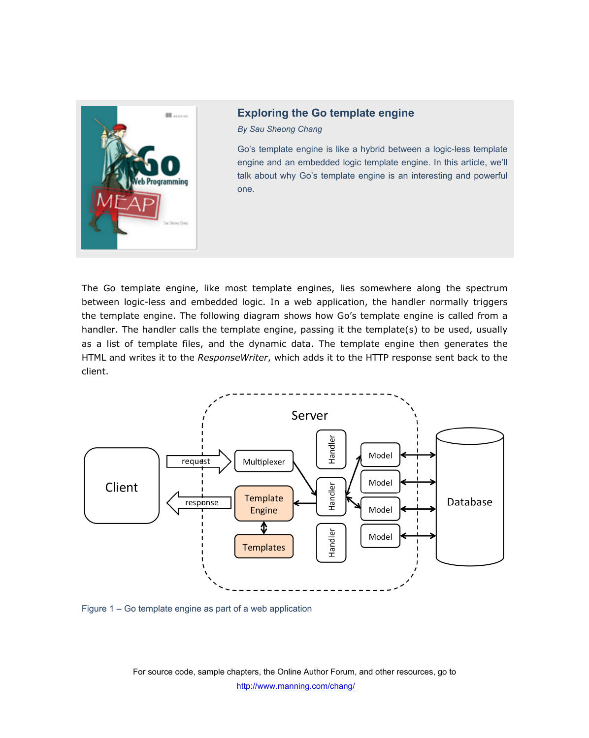# Exploring the Go template engine

*By Sau Sheong Chang*

Go's template engine is like a hybrid between a logic-less template engine and an embedded logic template engine. In this article, we'll talk about why Go's template engine is an interesting and powerful one.

The Go template engine, like most template engines, lies somewhere along the spectrum between logic-less and embedded logic. In a web application, the handler normally triggers the template engine. The following diagram shows how Go's template engine is called from a handler. The handler calls the template engine, passing it the template(s) to be used, usually as a list of template files, and the dynamic data. The template engine then generates the HTML and writes it to the *ResponseWriter*, which adds it to the HTTP response sent back to the client.

Figure 1 – Go template engine as part of a web application

For source code, sample chapters, the Online Author Forum, and other resources, go to http://www.manning.com/chang/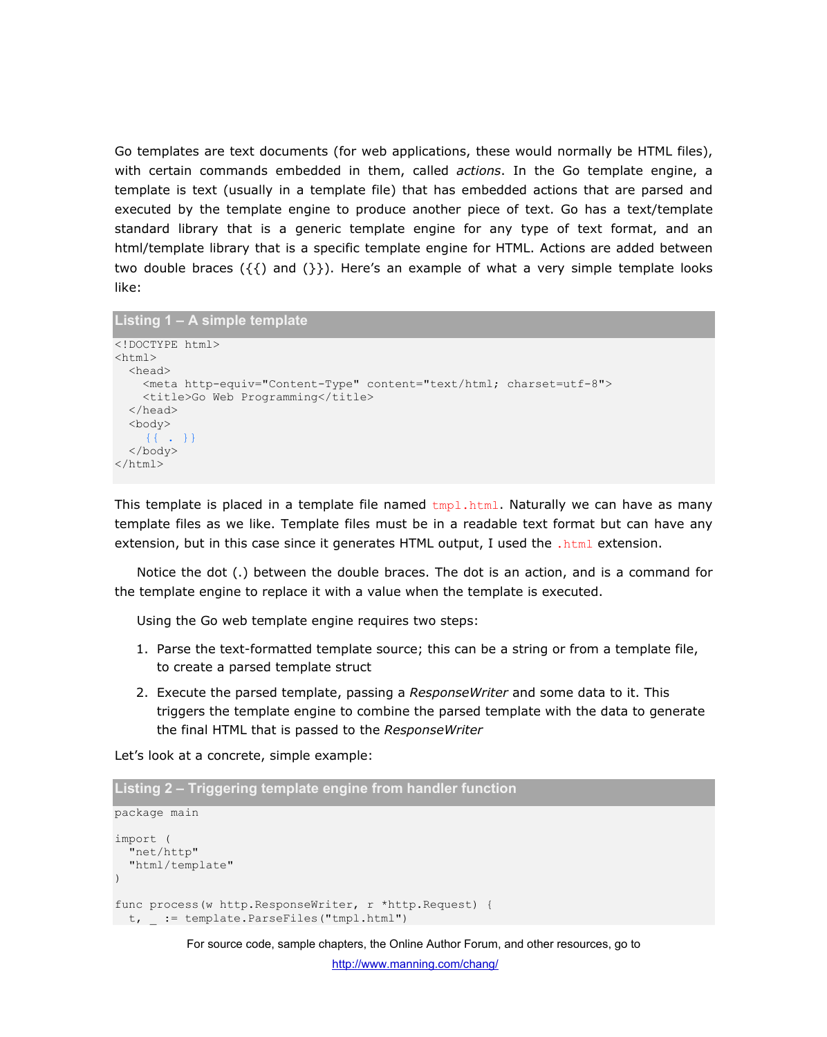Go templates are text documents (for web applications, these would normally be HTML files), with certain commands embedded in them, called *actions*. In the Go template engine, a template is text (usually in a template file) that has embedded actions that are parsed and executed by the template engine to produce another piece of text. Go has a text/template standard library that is a generic template engine for any type of text format, and an html/template library that is a specific template engine for HTML. Actions are added between two double braces ({{) and (}}). Here's an example of what a very simple template looks like:

**Listing 1 – A simple template**

```
<!DOCTYPE html>
<html>
  <head>
    <meta http-equiv="Content-Type" content="text/html; charset=utf-8">
    <title>Go Web Programming</title>
  </head>
  <body>
    {{ . }}
  </body>
</html>
```

This template is placed in a template file named `tmpl.html`. Naturally we can have as many template files as we like. Template files must be in a readable text format but can have any extension, but in this case since it generates HTML output, I used the `.html` extension.

Notice the dot (.) between the double braces. The dot is an action, and is a command for the template engine to replace it with a value when the template is executed.

Using the Go web template engine requires two steps:

1. Parse the text-formatted template source; this can be a string or from a template file, to create a parsed template struct
2. Execute the parsed template, passing a *ResponseWriter* and some data to it. This triggers the template engine to combine the parsed template with the data to generate the final HTML that is passed to the *ResponseWriter*

Let's look at a concrete, simple example:

**Listing 2 – Triggering template engine from handler function**

```
package main

import (
  "net/http"
  "html/template"
)

func process(w http.ResponseWriter, r *http.Request) {
  t, _ := template.ParseFiles("tmpl.html")
```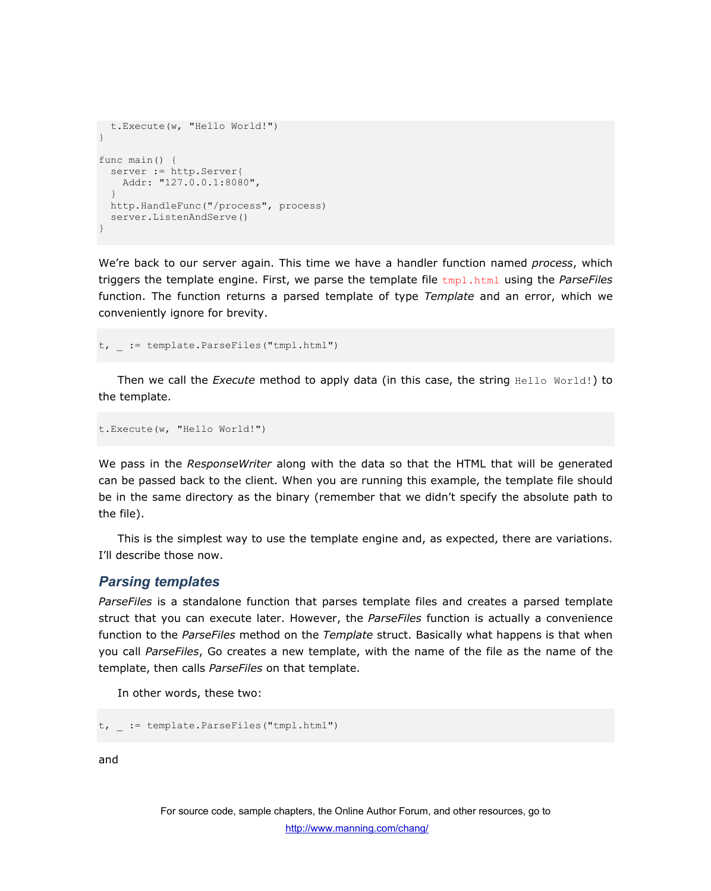```
  t.Execute(w, "Hello World!")
}

func main() {
  server := http.Server{
    Addr: "127.0.0.1:8080",
  }
  http.HandleFunc("/process", process)
  server.ListenAndServe()
}
```

We're back to our server again. This time we have a handler function named *process*, which triggers the template engine. First, we parse the template file `tmpl.html` using the *ParseFiles* function. The function returns a parsed template of type *Template* and an error, which we conveniently ignore for brevity.

```
t, _ := template.ParseFiles("tmpl.html")
```

Then we call the *Execute* method to apply data (in this case, the string `Hello World!`) to the template.

```
t.Execute(w, "Hello World!")
```

We pass in the *ResponseWriter* along with the data so that the HTML that will be generated can be passed back to the client. When you are running this example, the template file should be in the same directory as the binary (remember that we didn't specify the absolute path to the file).

This is the simplest way to use the template engine and, as expected, there are variations. I'll describe those now.

### Parsing templates

*ParseFiles* is a standalone function that parses template files and creates a parsed template struct that you can execute later. However, the *ParseFiles* function is actually a convenience function to the *ParseFiles* method on the *Template* struct. Basically what happens is that when you call *ParseFiles*, Go creates a new template, with the name of the file as the name of the template, then calls *ParseFiles* on that template.

In other words, these two:

```
t, _ := template.ParseFiles("tmpl.html")
```

and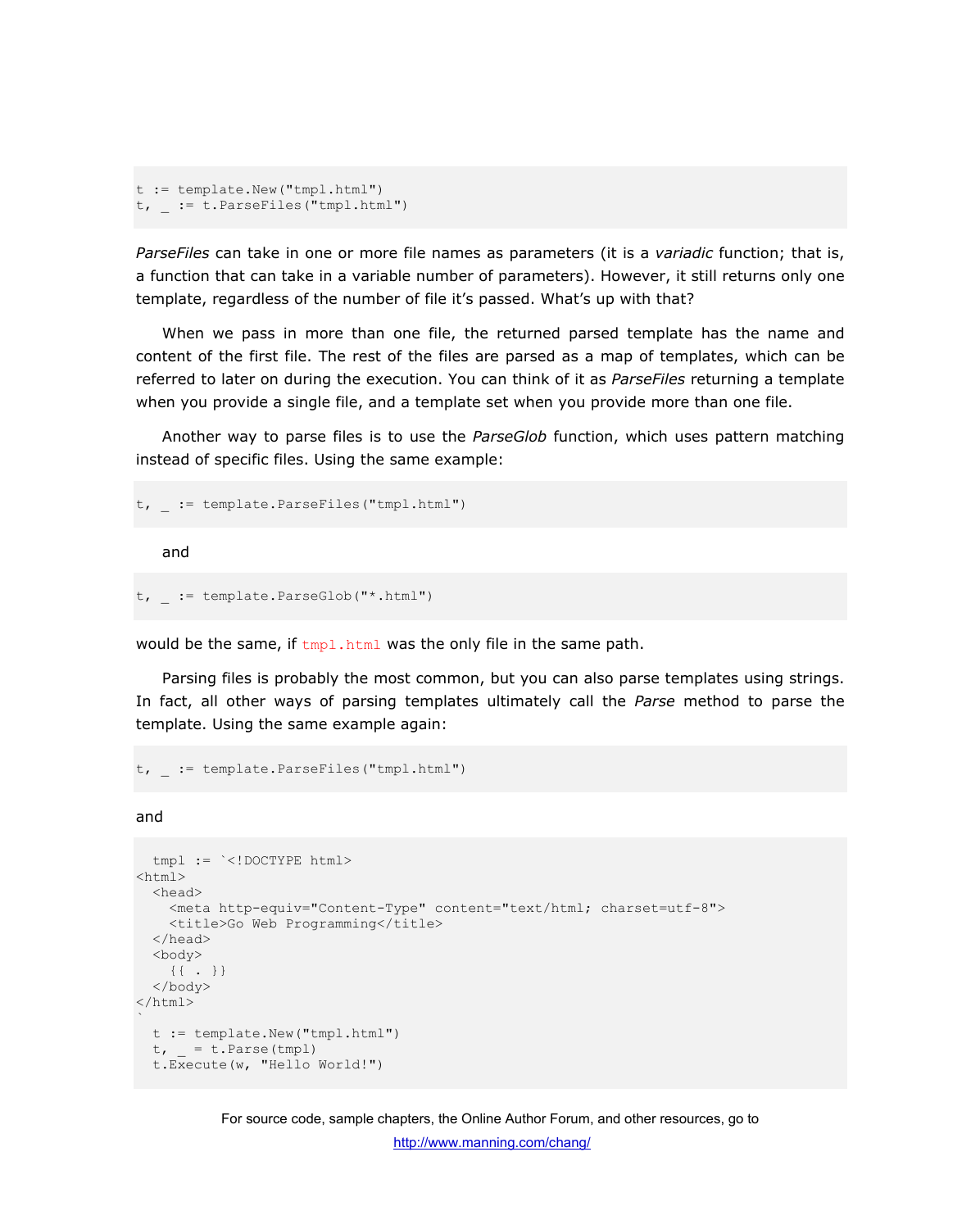```
t := template.New("tmpl.html")
t, _ := t.ParseFiles("tmpl.html")
```

*ParseFiles* can take in one or more file names as parameters (it is a *variadic* function; that is, a function that can take in a variable number of parameters). However, it still returns only one template, regardless of the number of file it's passed. What's up with that?

When we pass in more than one file, the returned parsed template has the name and content of the first file. The rest of the files are parsed as a map of templates, which can be referred to later on during the execution. You can think of it as *ParseFiles* returning a template when you provide a single file, and a template set when you provide more than one file.

Another way to parse files is to use the *ParseGlob* function, which uses pattern matching instead of specific files. Using the same example:

```
t, _ := template.ParseFiles("tmpl.html")
```

and

```
t, _ := template.ParseGlob("*.html")
```

would be the same, if `tmpl.html` was the only file in the same path.

Parsing files is probably the most common, but you can also parse templates using strings. In fact, all other ways of parsing templates ultimately call the *Parse* method to parse the template. Using the same example again:

```
t, _ := template.ParseFiles("tmpl.html")
```

and

```
  tmpl := `<!DOCTYPE html>
<html>
  <head>
    <meta http-equiv="Content-Type" content="text/html; charset=utf-8">
    <title>Go Web Programming</title>
  </head>
  <body>
    {{ . }}
  </body>
</html>
`
  t := template.New("tmpl.html")
  t, _ = t.Parse(tmpl)
  t.Execute(w, "Hello World!")
```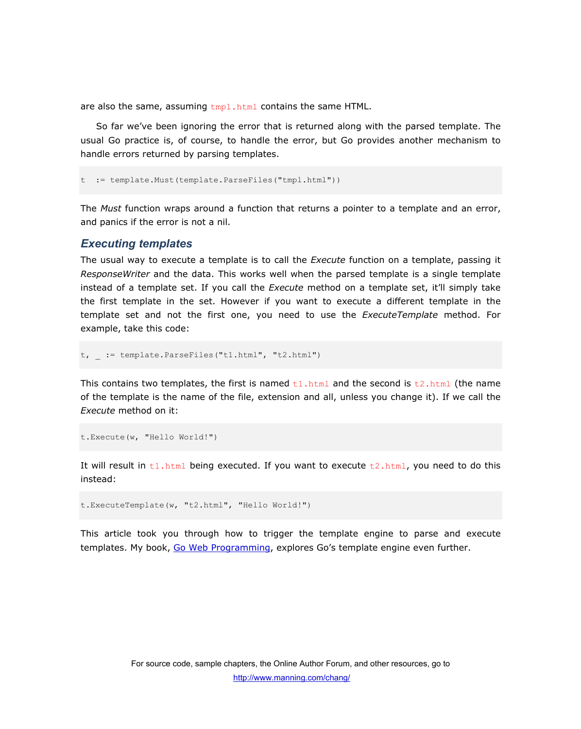are also the same, assuming `tmpl.html` contains the same HTML.

So far we've been ignoring the error that is returned along with the parsed template. The usual Go practice is, of course, to handle the error, but Go provides another mechanism to handle errors returned by parsing templates.

```
t  := template.Must(template.ParseFiles("tmpl.html"))
```

The *Must* function wraps around a function that returns a pointer to a template and an error, and panics if the error is not a nil.

### Executing templates

The usual way to execute a template is to call the *Execute* function on a template, passing it *ResponseWriter* and the data. This works well when the parsed template is a single template instead of a template set. If you call the *Execute* method on a template set, it'll simply take the first template in the set. However if you want to execute a different template in the template set and not the first one, you need to use the *ExecuteTemplate* method. For example, take this code:

```
t, _ := template.ParseFiles("t1.html", "t2.html")
```

This contains two templates, the first is named `t1.html` and the second is `t2.html` (the name of the template is the name of the file, extension and all, unless you change it). If we call the *Execute* method on it:

```
t.Execute(w, "Hello World!")
```

It will result in `t1.html` being executed. If you want to execute `t2.html`, you need to do this instead:

```
t.ExecuteTemplate(w, "t2.html", "Hello World!")
```

This article took you through how to trigger the template engine to parse and execute templates. My book, Go Web Programming, explores Go's template engine even further.